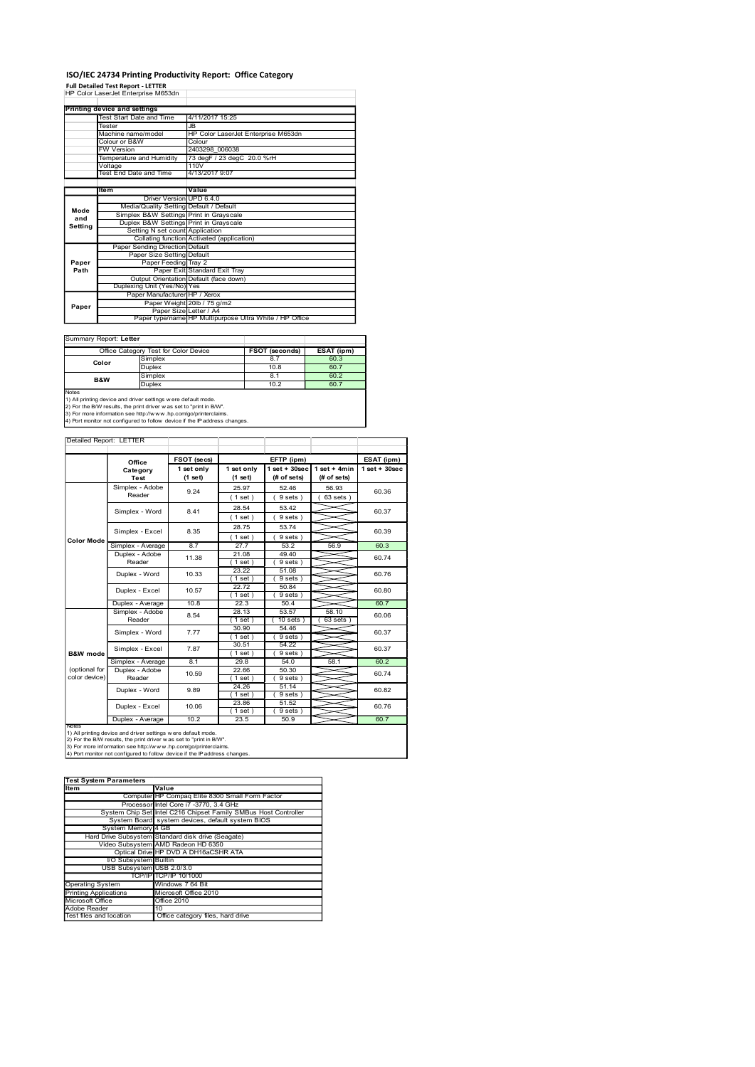# ISO/IEC 24734 Printing Productivity Report: Office Category

**Full Detailed Test Report - LETTER**

HP Color LaserJet Enterprise M653dn

| Printing device and settings | | |
|---|---|---|
| | Test Start Date and Time | 4/11/2017 15:25 |
| | Tester | JB |
| | Machine name/model | HP Color LaserJet Enterprise M653dn |
| | Colour or B&W | Colour |
| | FW Version | 2403298_006038 |
| | Temperature and Humidity | 73 degF / 23 degC 20.0 %rH |
| | Voltage | 110V |
| | Test End Date and Time | 4/13/2017 9:07 |

| | Item | Value |
|---|---|---|
| Mode and Setting | Driver Version | UPD 6.4.0 |
| | Media/Quality Setting | Default / Default |
| | Simplex B&W Settings | Print in Grayscale |
| | Duplex B&W Settings | Print in Grayscale |
| | Setting N set count | Application |
| | Collating function | Activated (application) |
| Paper Path | Paper Sending Direction | Default |
| | Paper Size Setting | Default |
| | Paper Feeding | Tray 2 |
| | Paper Exit | Standard Exit Tray |
| | Output Orientation | Default (face down) |
| | Duplexing Unit (Yes/No) | Yes |
| Paper | Paper Manufacturer | HP / Xerox |
| | Paper Weight | 20lb / 75 g/m2 |
| | Paper Size | Letter / A4 |
| | Paper type/name | HP Multipurpose Ultra White / HP Office |

Summary Report: **Letter**

| Office Category Test for Color Device | | FSOT (seconds) | ESAT (ipm) |
|---|---|---|---|
| Color | Simplex | 8.7 | 60.3 |
| | Duplex | 10.8 | 60.7 |
| B&W | Simplex | 8.1 | 60.2 |
| | Duplex | 10.2 | 60.7 |

Notes
1) All printing device and driver settings were default mode.
2) For the B/W results, the print driver was set to "print in B/W".
3) For more information see http://www.hp.com/go/printerclaims.
4) Port monitor not configured to follow device if the IP address changes.

Detailed Report: LETTER

| | Office Category Test | FSOT (secs) 1 set only (1 set) | EFTP (ipm) 1 set only (1 set) | EFTP (ipm) 1 set + 30sec (# of sets) | EFTP (ipm) 1 set + 4min (# of sets) | ESAT (ipm) 1 set + 30sec |
|---|---|---|---|---|---|---|
| Color Mode | Simplex - Adobe Reader | 9.24 | 25.97 (1 set) | 52.46 (9 sets) | 56.93 (63 sets) | 60.36 |
| | Simplex - Word | 8.41 | 28.54 (1 set) | 53.42 (9 sets) | | 60.37 |
| | Simplex - Excel | 8.35 | 28.75 (1 set) | 53.74 (9 sets) | | 60.39 |
| | Simplex - Average | 8.7 | 27.7 | 53.2 | 56.9 | 60.3 |
| | Duplex - Adobe Reader | 11.38 | 21.08 (1 set) | 49.40 (9 sets) | | 60.74 |
| | Duplex - Word | 10.33 | 23.22 (1 set) | 51.08 (9 sets) | | 60.76 |
| | Duplex - Excel | 10.57 | 22.72 (1 set) | 50.84 (9 sets) | | 60.80 |
| | Duplex - Average | 10.8 | 22.3 | 50.4 | | 60.7 |
| B&W mode (optional for color device) | Simplex - Adobe Reader | 8.54 | 28.13 (1 set) | 53.57 (10 sets) | 58.10 (63 sets) | 60.06 |
| | Simplex - Word | 7.77 | 30.90 (1 set) | 54.46 (9 sets) | | 60.37 |
| | Simplex - Excel | 7.87 | 30.51 (1 set) | 54.22 (9 sets) | | 60.37 |
| | Simplex - Average | 8.1 | 29.8 | 54.0 | 58.1 | 60.2 |
| | Duplex - Adobe Reader | 10.59 | 22.66 (1 set) | 50.30 (9 sets) | | 60.74 |
| | Duplex - Word | 9.89 | 24.26 (1 set) | 51.14 (9 sets) | | 60.82 |
| | Duplex - Excel | 10.06 | 23.86 (1 set) | 51.52 (9 sets) | | 60.76 |
| | Duplex - Average | 10.2 | 23.5 | 50.9 | | 60.7 |

Notes
1) All printing device and driver settings were default mode.
2) For the B/W results, the print driver was set to "print in B/W".
3) For more information see http://www.hp.com/go/printerclaims.
4) Port monitor not configured to follow device if the IP address changes.

| Test System Parameters | |
|---|---|
| **Item** | **Value** |
| Computer | HP Compaq Elite 8300 Small Form Factor |
| Processor | Intel Core i7 -3770, 3.4 GHz |
| System Chip Set | Intel C216 Chipset Family SMBus Host Controller |
| System Board | system devices, default system BIOS |
| System Memory | 4 GB |
| Hard Drive Subsystem | Standard disk drive (Seagate) |
| Video Subsystem | AMD Radeon HD 6350 |
| Optical Drive | HP DVD A DH16aCSHR ATA |
| I/O Subsystem | Builtin |
| USB Subsystem | USB 2.0/3.0 |
| TCP/IP | TCP/IP 10/1000 |
| Operating System | Windows 7 64 Bit |
| Printing Applications | Microsoft Office 2010 |
| Microsoft Office | Office 2010 |
| Adobe Reader | 10 |
| Test files and location | Office category files, hard drive |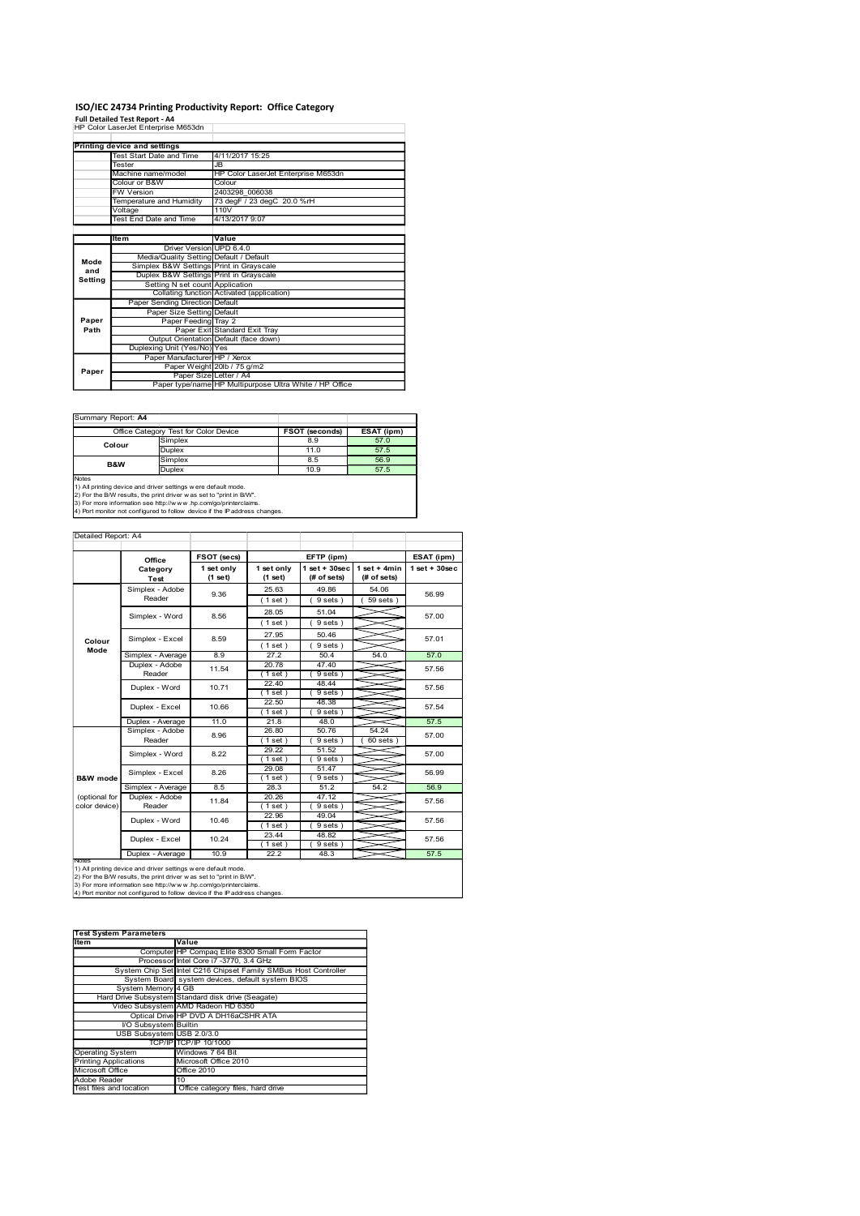# ISO/IEC 24734 Printing Productivity Report: Office Category

**Full Detailed Test Report - A4**

HP Color LaserJet Enterprise M653dn

| Printing device and settings | |
|---|---|
| Test Start Date and Time | 4/11/2017 15:25 |
| Tester | JB |
| Machine name/model | HP Color LaserJet Enterprise M653dn |
| Colour or B&W | Colour |
| FW Version | 2403298_006038 |
| Temperature and Humidity | 73 degF / 23 degC 20.0 %rH |
| Voltage | 110V |
| Test End Date and Time | 4/13/2017 9:07 |

| | Item | Value |
|---|---|---|
| Mode and Setting | Driver Version | UPD 6.4.0 |
| | Media/Quality Setting | Default / Default |
| | Simplex B&W Settings | Print in Grayscale |
| | Duplex B&W Settings | Print in Grayscale |
| | Setting N set count | Application |
| | Collating function | Activated (application) |
| Paper Path | Paper Sending Direction | Default |
| | Paper Size Setting | Default |
| | Paper Feeding | Tray 2 |
| | Paper Exit | Standard Exit Tray |
| | Output Orientation | Default (face down) |
| | Duplexing Unit (Yes/No) | Yes |
| Paper | Paper Manufacturer | HP / Xerox |
| | Paper Weight | 20lb / 75 g/m2 |
| | Paper Size | Letter / A4 |
| | Paper type/name | HP Multipurpose Ultra White / HP Office |

Summary Report: **A4**

| Office Category Test for Color Device | | FSOT (seconds) | ESAT (ipm) |
|---|---|---|---|
| Colour | Simplex | 8.9 | 57.0 |
| | Duplex | 11.0 | 57.5 |
| B&W | Simplex | 8.5 | 56.9 |
| | Duplex | 10.9 | 57.5 |

Notes
1) All printing device and driver settings were default mode.
2) For the B/W results, the print driver was set to "print in B/W".
3) For more information see http://www.hp.com/go/printerclaims.
4) Port monitor not configured to follow device if the IP address changes.

Detailed Report: A4

| | Office Category Test | FSOT (secs) 1 set only (1 set) | EFTP (ipm) 1 set only (1 set) | EFTP (ipm) 1 set + 30sec (# of sets) | EFTP (ipm) 1 set + 4min (# of sets) | ESAT (ipm) 1 set + 30sec |
|---|---|---|---|---|---|---|
| Colour Mode | Simplex - Adobe Reader | 9.36 | 25.63 (1 set) | 49.86 (9 sets) | 54.06 (59 sets) | 56.99 |
| | Simplex - Word | 8.56 | 28.05 (1 set) | 51.04 (9 sets) | | 57.00 |
| | Simplex - Excel | 8.59 | 27.95 (1 set) | 50.46 (9 sets) | | 57.01 |
| | Simplex - Average | 8.9 | 27.2 | 50.4 | 54.0 | 57.0 |
| | Duplex - Adobe Reader | 11.54 | 20.78 (1 set) | 47.40 (9 sets) | | 57.56 |
| | Duplex - Word | 10.71 | 22.40 (1 set) | 48.44 (9 sets) | | 57.56 |
| | Duplex - Excel | 10.66 | 22.50 (1 set) | 48.38 (9 sets) | | 57.54 |
| | Duplex - Average | 11.0 | 21.8 | 48.0 | | 57.5 |
| B&W mode (optional for color device) | Simplex - Adobe Reader | 8.96 | 26.80 (1 set) | 50.76 (9 sets) | 54.24 (60 sets) | 57.00 |
| | Simplex - Word | 8.22 | 29.22 (1 set) | 51.52 (9 sets) | | 57.00 |
| | Simplex - Excel | 8.26 | 29.08 (1 set) | 51.47 (9 sets) | | 56.99 |
| | Simplex - Average | 8.5 | 28.3 | 51.2 | 54.2 | 56.9 |
| | Duplex - Adobe Reader | 11.84 | 20.26 (1 set) | 47.12 (9 sets) | | 57.56 |
| | Duplex - Word | 10.46 | 22.96 (1 set) | 49.04 (9 sets) | | 57.56 |
| | Duplex - Excel | 10.24 | 23.44 (1 set) | 48.82 (9 sets) | | 57.56 |
| | Duplex - Average | 10.9 | 22.2 | 48.3 | | 57.5 |

Notes
1) All printing device and driver settings were default mode.
2) For the B/W results, the print driver was set to "print in B/W".
3) For more information see http://www.hp.com/go/printerclaims.
4) Port monitor not configured to follow device if the IP address changes.

| Test System Parameters | |
|---|---|
| **Item** | **Value** |
| Computer | HP Compaq Elite 8300 Small Form Factor |
| Processor | Intel Core i7 -3770, 3.4 GHz |
| System Chip Set | Intel C216 Chipset Family SMBus Host Controller |
| System Board | system devices, default system BIOS |
| System Memory | 4 GB |
| Hard Drive Subsystem | Standard disk drive (Seagate) |
| Video Subsystem | AMD Radeon HD 6350 |
| Optical Drive | HP DVD A DH16aCSHR ATA |
| I/O Subsystem | Builtin |
| USB Subsystem | USB 2.0/3.0 |
| TCP/IP | TCP/IP 10/1000 |
| Operating System | Windows 7 64 Bit |
| Printing Applications | Microsoft Office 2010 |
| Microsoft Office | Office 2010 |
| Adobe Reader | 10 |
| Test files and location | Office category files, hard drive |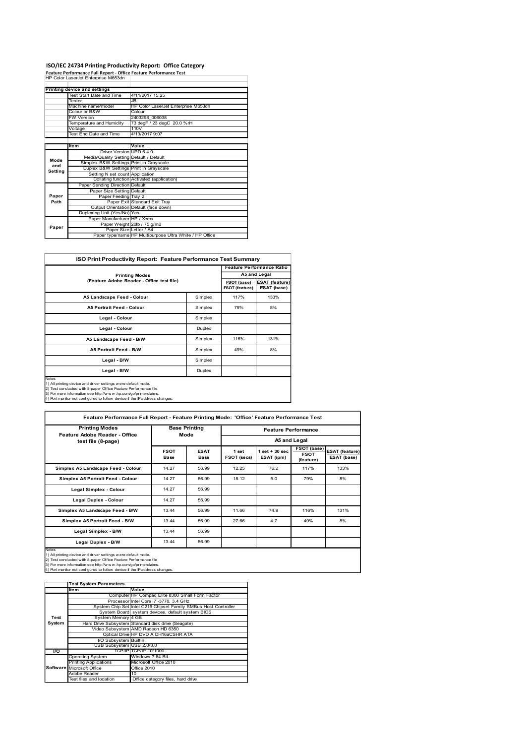# ISO/IEC 24734 Printing Productivity Report: Office Category

**Feature Performance Full Report - Office Feature Performance Test**

HP Color LaserJet Enterprise M653dn

| Printing device and settings | | |
|---|---|---|
| | Test Start Date and Time | 4/11/2017 15:25 |
| | Tester | JB |
| | Machine name/model | HP Color LaserJet Enterprise M653dn |
| | Colour or B&W | Colour |
| | FW Version | 2403298_006038 |
| | Temperature and Humidity | 73 degF / 23 degC 20.0 %rH |
| | Voltage | 110V |
| | Test End Date and Time | 4/13/2017 9:07 |

| | Item | Value |
|---|---|---|
| Mode and Setting | Driver Version | UPD 6.4.0 |
| | Media/Quality Setting | Default / Default |
| | Simplex B&W Settings | Print in Grayscale |
| | Duplex B&W Settings | Print in Grayscale |
| | Setting N set count | Application |
| | Collating function | Activated (application) |
| Paper Path | Paper Sending Direction | Default |
| | Paper Size Setting | Default |
| | Paper Feeding | Tray 2 |
| | Paper Exit | Standard Exit Tray |
| | Output Orientation | Default (face down) |
| | Duplexing Unit (Yes/No) | Yes |
| Paper | Paper Manufacturer | HP / Xerox |
| | Paper Weight | 20lb / 75 g/m2 |
| | Paper Size | Letter / A4 |
| | Paper type/name | HP Multipurpose Ultra White / HP Office |

**ISO Print Productivity Report: Feature Performance Test Summary**

| Printing Modes (Feature Adobe Reader - Office test file) | | Feature Performance Ratio A5 and Legal | |
|---|---|---|---|
| | | FSOT (base) / FSOT (feature) | ESAT (feature) / ESAT (base) |
| A5 Landscape Feed - Colour | Simplex | 117% | 133% |
| A5 Portrait Feed - Colour | Simplex | 79% | 8% |
| Legal - Colour | Simplex | | |
| Legal - Colour | Duplex | | |
| A5 Landscape Feed - B/W | Simplex | 116% | 131% |
| A5 Portrait Feed - B/W | Simplex | 49% | 8% |
| Legal - B/W | Simplex | | |
| Legal - B/W | Duplex | | |

Notes
1) All printing device and driver settings were default mode.
2) Test conducted with 8-paper Office Feature Performance file.
3) For more information see http://www.hp.com/go/printerclaims.
4) Port monitor not configured to follow device if the IP address changes.

**Feature Performance Full Report - Feature Printing Mode: 'Office' Feature Performance Test**

| Printing Modes Feature Adobe Reader - Office test file (8-page) | Base Printing Mode | | Feature Performance A5 and Legal | | | |
|---|---|---|---|---|---|---|
| | FSOT Base | ESAT Base | 1 set FSOT (secs) | 1 set + 30 sec ESAT (ipm) | FSOT (base) / FSOT (feature) | ESAT (feature) / ESAT (base) |
| Simplex A5 Landscape Feed - Colour | 14.27 | 56.99 | 12.25 | 76.2 | 117% | 133% |
| Simplex A5 Portrait Feed - Colour | 14.27 | 56.99 | 18.12 | 5.0 | 79% | 8% |
| Legal Simplex - Colour | 14.27 | 56.99 | | | | |
| Legal Duplex - Colour | 14.27 | 56.99 | | | | |
| Simplex A5 Landscape Feed - B/W | 13.44 | 56.99 | 11.66 | 74.9 | 116% | 131% |
| Simplex A5 Portrait Feed - B/W | 13.44 | 56.99 | 27.66 | 4.7 | 49% | 8% |
| Legal Simplex - B/W | 13.44 | 56.99 | | | | |
| Legal Duplex - B/W | 13.44 | 56.99 | | | | |

Notes
1) All printing device and driver settings were default mode.
2) Test conducted with 8-paper Office Feature Performance file
3) For more information see http://www.hp.com/go/printerclaims.
4) Port monitor not configured to follow device if the IP address changes.

| | Test System Parameters | |
|---|---|---|
| | Item | Value |
| Test System | Computer | HP Compaq Elite 8300 Small Form Factor |
| | Processor | Intel Core i7 -3770, 3.4 GHz |
| | System Chip Set | Intel C216 Chipset Family SMBus Host Controller |
| | System Board | system devices, default system BIOS |
| | System Memory | 4 GB |
| | Hard Drive Subsystem | Standard disk drive (Seagate) |
| | Video Subsystem | AMD Radeon HD 6350 |
| | Optical Drive | HP DVD A DH16aCSHR ATA |
| | I/O Subsystem | Builtin |
| | USB Subsystem | USB 2.0/3.0 |
| I/O | TCP/IP | TCP/IP 10/1000 |
| Software | Operating System | Windows 7 64 Bit |
| | Printing Applications | Microsoft Office 2010 |
| | Microsoft Office | Office 2010 |
| | Adobe Reader | 10 |
| | Test files and location | Office category files, hard drive |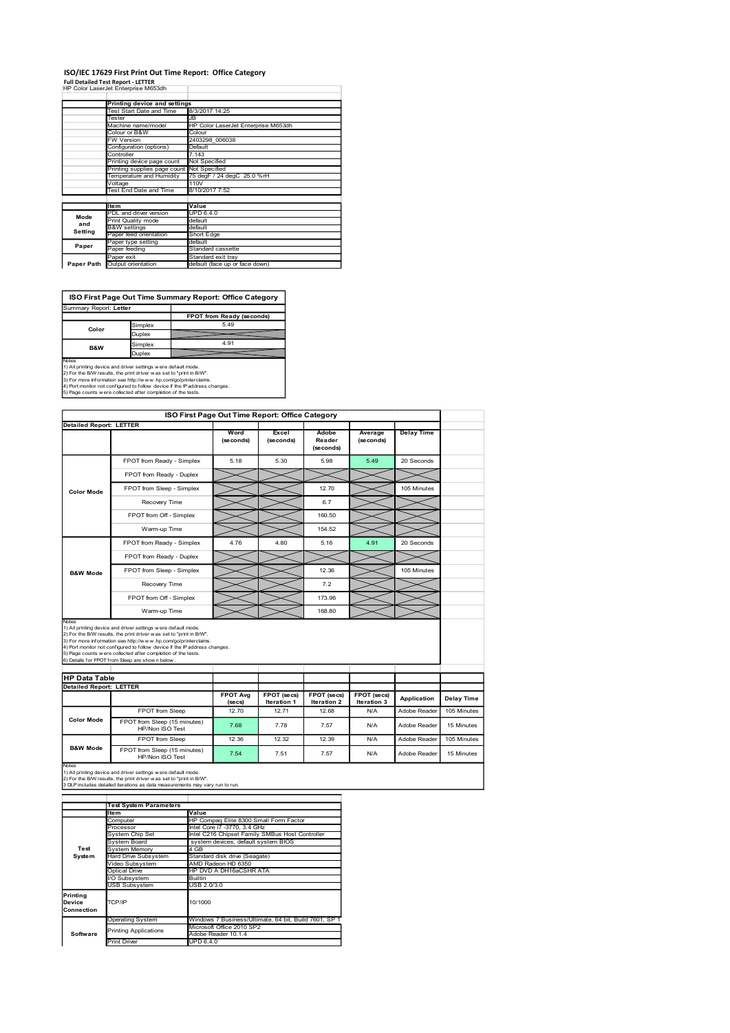# ISO/IEC 17629 First Print Out Time Report: Office Category

**Full Detailed Test Report - LETTER**

HP Color LaserJet Enterprise M653dh

| | Printing device and settings | |
|---|---|---|
| | Test Start Date and Time | 8/3/2017 14:25 |
| | Tester | JB |
| | Machine name/model | HP Color LaserJet Enterprise M653dh |
| | Colour or B&W | Colour |
| | FW Version | 2403298_006038 |
| | Configuration (options) | Default |
| | Controller | 7.143 |
| | Printing device page count | Not Specified |
| | Printing supplies page count | Not Specified |
| | Temperature and Humidity | 75 degF / 24 degC 25.0 %rH |
| | Voltage | 110V |
| | Test End Date and Time | 8/10/2017 7:52 |

| | Item | Value |
|---|---|---|
| Mode and Setting | PDL and driver version | UPD 6.4.0 |
| | Print Quality mode | default |
| | B&W settings | default |
| | Paper feed orientation | Short Edge |
| Paper | Paper type setting | default |
| | Paper feeding | Standard cassette |
| | Paper exit | Standard exit tray |
| Paper Path | Output orientation | default (face up or face down) |

## ISO First Page Out Time Summary Report: Office Category

Summary Report: **Letter**

| | | FPOT from Ready (seconds) |
|---|---|---|
| Color | Simplex | 5.49 |
| | Duplex | |
| B&W | Simplex | 4.91 |
| | Duplex | |

Notes
1) All printing device and driver settings were default mode.
2) For the B/W results, the print driver was set to "print in B/W".
3) For more information see http://www.hp.com/go/printerclaims.
4) Port monitor not configured to follow device if the IP address changes.
5) Page counts were collected after completion of the tests.

## ISO First Page Out Time Report: Office Category

**Detailed Report: LETTER**

| | | Word (seconds) | Excel (seconds) | Adobe Reader (seconds) | Average (seconds) | Delay Time |
|---|---|---|---|---|---|---|
| Color Mode | FPOT from Ready - Simplex | 5.18 | 5.30 | 5.98 | 5.49 | 20 Seconds |
| | FPOT from Ready - Duplex | | | | | |
| | FPOT from Sleep - Simplex | | | 12.70 | | 105 Minutes |
| | Recovery Time | | | 6.7 | | |
| | FPOT from Off - Simplex | | | 160.50 | | |
| | Warm-up Time | | | 154.52 | | |
| B&W Mode | FPOT from Ready - Simplex | 4.76 | 4.80 | 5.16 | 4.91 | 20 Seconds |
| | FPOT from Ready - Duplex | | | | | |
| | FPOT from Sleep - Simplex | | | 12.36 | | 105 Minutes |
| | Recovery Time | | | 7.2 | | |
| | FPOT from Off - Simplex | | | 173.96 | | |
| | Warm-up Time | | | 168.80 | | |

Notes
1) All printing device and driver settings were default mode.
2) For the B/W results, the print driver was set to "print in B/W".
3) For more information see http://www.hp.com/go/printerclaims.
4) Port monitor not configured to follow device if the IP address changes.
5) Page counts were collected after completion of the tests.
6) Details for FPOT from Sleep are shown below.

## HP Data Table

**Detailed Report: LETTER**

| | | FPOT Avg (secs) | FPOT (secs) Iteration 1 | FPOT (secs) Iteration 2 | FPOT (secs) Iteration 3 | Application | Delay Time |
|---|---|---|---|---|---|---|---|
| Color Mode | FPOT from Sleep | 12.70 | 12.71 | 12.68 | N/A | Adobe Reader | 105 Minutes |
| | FPOT from Sleep (15 minutes) HP/Non ISO Test | 7.68 | 7.78 | 7.57 | N/A | Adobe Reader | 15 Minutes |
| B&W Mode | FPOT from Sleep | 12.36 | 12.32 | 12.39 | N/A | Adobe Reader | 105 Minutes |
| | FPOT from Sleep (15 minutes) HP/Non ISO Test | 7.54 | 7.51 | 7.57 | N/A | Adobe Reader | 15 Minutes |

Notes
1) All printing device and driver settings were default mode.
2) For the B/W results, the print driver was set to "print in B/W".
3 DLP includes detailed iterations as data measurements may vary run to run.

| | Test System Parameters | |
|---|---|---|
| | Item | Value |
| Test System | Computer | HP Compaq Elite 8300 Small Form Factor |
| | Processor | Intel Core i7 -3770, 3.4 GHz |
| | System Chip Set | Intel C216 Chipset Family SMBus Host Controller |
| | System Board | system devices, default system BIOS |
| | System Memory | 4 GB |
| | Hard Drive Subsystem | Standard disk drive (Seagate) |
| | Video Subsystem | AMD Radeon HD 6350 |
| | Optical Drive | HP DVD A DH16aCSHR ATA |
| | I/O Subsystem | Builtin |
| | USB Subsystem | USB 2.0/3.0 |
| Printing Device Connection | TCP/IP | 10/1000 |
| Software | Operating System | Windows 7 Business/Ultimate, 64 bit, Build 7601, SP 1 |
| | Printing Applications | Microsoft Office 2010 SP2 Adobe Reader 10.1.4 |
| | Print Driver | UPD 6.4.0 |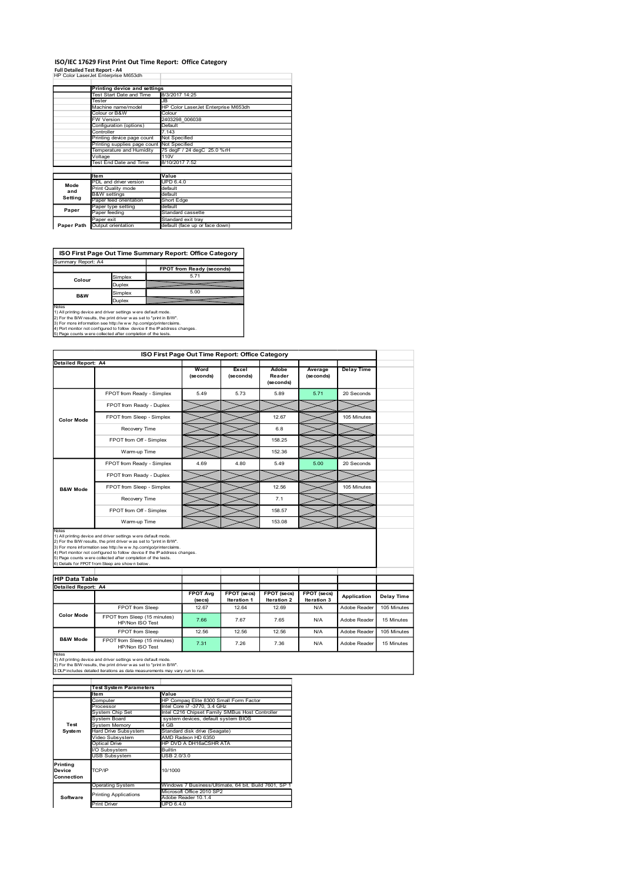# ISO/IEC 17629 First Print Out Time Report: Office Category

**Full Detailed Test Report - A4**

HP Color LaserJet Enterprise M653dh

| | | |
|---|---|---|
| | **Printing device and settings** | |
| | Test Start Date and Time | 8/3/2017 14:25 |
| | Tester | JB |
| | Machine name/model | HP Color LaserJet Enterprise M653dh |
| | Colour or B&W | Colour |
| | FW Version | 2403298_006038 |
| | Configuration (options) | Default |
| | Controller | 7.143 |
| | Printing device page count | Not Specified |
| | Printing supplies page count | Not Specified |
| | Temperature and Humidity | 75 degF / 24 degC 25.0 %rH |
| | Voltage | 110V |
| | Test End Date and Time | 8/10/2017 7:52 |
| | **Item** | **Value** |
| Mode and Setting | PDL and driver version | UPD 6.4.0 |
| | Print Quality mode | default |
| | B&W settings | default |
| | Paper feed orientation | Short Edge |
| Paper | Paper type setting | default |
| | Paper feeding | Standard cassette |
| | Paper exit | Standard exit tray |
| Paper Path | Output orientation | default (face up or face down) |

## ISO First Page Out Time Summary Report: Office Category

Summary Report: A4

| | | FPOT from Ready (seconds) |
|---|---|---|
| Colour | Simplex | 5.71 |
| | Duplex | |
| B&W | Simplex | 5.00 |
| | Duplex | |

Notes
1) All printing device and driver settings were default mode.
2) For the B/W results, the print driver was set to "print in B/W".
3) For more information see http://www.hp.com/go/printerclaims.
4) Port monitor not configured to follow device if the IP address changes.
5) Page counts were collected after completion of the tests.

## ISO First Page Out Time Report: Office Category

Detailed Report: A4

| | | Word (seconds) | Excel (seconds) | Adobe Reader (seconds) | Average (seconds) | Delay Time |
|---|---|---|---|---|---|---|
| Color Mode | FPOT from Ready - Simplex | 5.49 | 5.73 | 5.89 | 5.71 | 20 Seconds |
| | FPOT from Ready - Duplex | | | | | |
| | FPOT from Sleep - Simplex | | | 12.67 | | 105 Minutes |
| | Recovery Time | | | 6.8 | | |
| | FPOT from Off - Simplex | | | 158.25 | | |
| | Warm-up Time | | | 152.36 | | |
| B&W Mode | FPOT from Ready - Simplex | 4.69 | 4.80 | 5.49 | 5.00 | 20 Seconds |
| | FPOT from Ready - Duplex | | | | | |
| | FPOT from Sleep - Simplex | | | 12.56 | | 105 Minutes |
| | Recovery Time | | | 7.1 | | |
| | FPOT from Off - Simplex | | | 158.57 | | |
| | Warm-up Time | | | 153.08 | | |

Notes
1) All printing device and driver settings were default mode.
2) For the B/W results, the print driver was set to "print in B/W".
3) For more information see http://www.hp.com/go/printerclaims.
4) Port monitor not configured to follow device if the IP address changes.
5) Page counts were collected after completion of the tests.
6) Details for FPOT from Sleep are shown below.

## HP Data Table

Detailed Report: A4

| | | FPOT Avg (secs) | FPOT (secs) Iteration 1 | FPOT (secs) Iteration 2 | FPOT (secs) Iteration 3 | Application | Delay Time |
|---|---|---|---|---|---|---|---|
| Color Mode | FPOT from Sleep | 12.67 | 12.64 | 12.69 | N/A | Adobe Reader | 105 Minutes |
| | FPOT from Sleep (15 minutes) HP/Non ISO Test | 7.66 | 7.67 | 7.65 | N/A | Adobe Reader | 15 Minutes |
| B&W Mode | FPOT from Sleep | 12.56 | 12.56 | 12.56 | N/A | Adobe Reader | 105 Minutes |
| | FPOT from Sleep (15 minutes) HP/Non ISO Test | 7.31 | 7.26 | 7.36 | N/A | Adobe Reader | 15 Minutes |

Notes
1) All printing device and driver settings were default mode.
2) For the B/W results, the print driver was set to "print in B/W".
3 DLP includes detailed iterations as data measurements may vary run to run.

| | | |
|---|---|---|
| | **Test System Parameters** | |
| | **Item** | **Value** |
| Test System | Computer | HP Compaq Elite 8300 Small Form Factor |
| | Processor | Intel Core i7 -3770, 3.4 GHz |
| | System Chip Set | Intel C216 Chipset Family SMBus Host Controller |
| | System Board | system devices, default system BIOS |
| | System Memory | 4 GB |
| | Hard Drive Subsystem | Standard disk drive (Seagate) |
| | Video Subsystem | AMD Radeon HD 6350 |
| | Optical Drive | HP DVD A DH16aCSHR ATA |
| | I/O Subsystem | Builtin |
| | USB Subsystem | USB 2.0/3.0 |
| Printing Device Connection | TCP/IP | 10/1000 |
| Software | Operating System | Windows 7 Business/Ultimate, 64 bit, Build 7601, SP 1 |
| | Printing Applications | Microsoft Office 2010 SP2<br>Adobe Reader 10.1.4 |
| | Print Driver | UPD 6.4.0 |